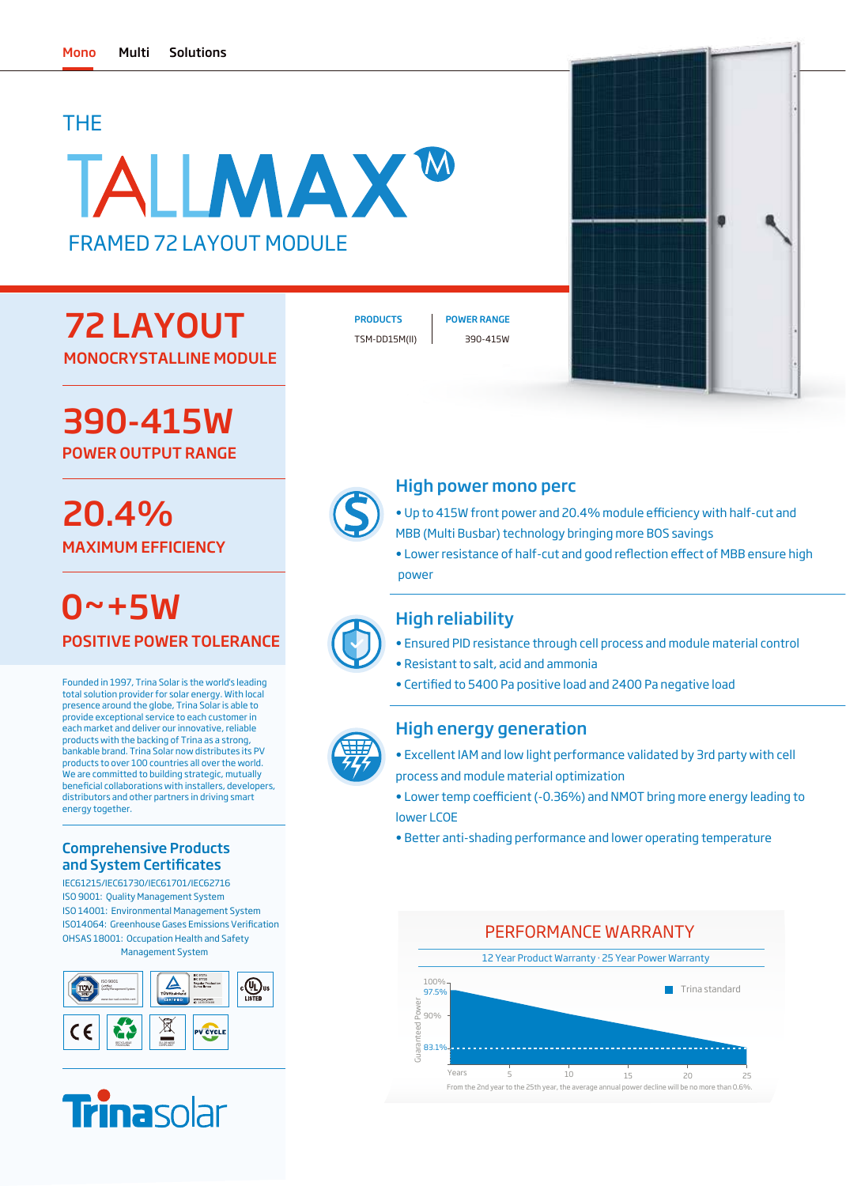Mono Multi Solutions

# THE TALLMAX M

## FRAMED 72 LAYOUT MODULE

| PRODUCTS | POWER RANGE |
| --- | --- |
| TSM-DD15M(II) | 390-415W |

## 72 LAYOUT

MONOCRYSTALLINE MODULE

## 390-415W

POWER OUTPUT RANGE

## 20.4%

MAXIMUM EFFICIENCY

## 0~+5W

POSITIVE POWER TOLERANCE

Founded in 1997, Trina Solar is the world's leading total solution provider for solar energy. With local presence around the globe, Trina Solar is able to provide exceptional service to each customer in each market and deliver our innovative, reliable products with the backing of Trina as a strong, bankable brand. Trina Solar now distributes its PV products to over 100 countries all over the world. We are committed to building strategic, mutually beneficial collaborations with installers, developers, distributors and other partners in driving smart energy together.

### Comprehensive Products and System Certificates

IEC61215/IEC61730/IEC61701/IEC62716
ISO 9001: Quality Management System
ISO 14001: Environmental Management System
ISO14064: Greenhouse Gases Emissions Verification
OHSAS 18001: Occupation Health and Safety Management System

### High power mono perc

- Up to 415W front power and 20.4% module efficiency with half-cut and MBB (Multi Busbar) technology bringing more BOS savings
- Lower resistance of half-cut and good reflection effect of MBB ensure high power

### High reliability

- Ensured PID resistance through cell process and module material control
- Resistant to salt, acid and ammonia
- Certified to 5400 Pa positive load and 2400 Pa negative load

### High energy generation

- Excellent IAM and low light performance validated by 3rd party with cell process and module material optimization
- Lower temp coefficient (-0.36%) and NMOT bring more energy leading to lower LCOE
- Better anti-shading performance and lower operating temperature

### PERFORMANCE WARRANTY

12 Year Product Warranty · 25 Year Power Warranty

Guaranteed Power: 100%, 97.5%, 90%, 83.1% — Years: 5, 10, 15, 20, 25 — Trina standard

From the 2nd year to the 25th year, the average annual power decline will be no more than 0.6%.

Trinasolar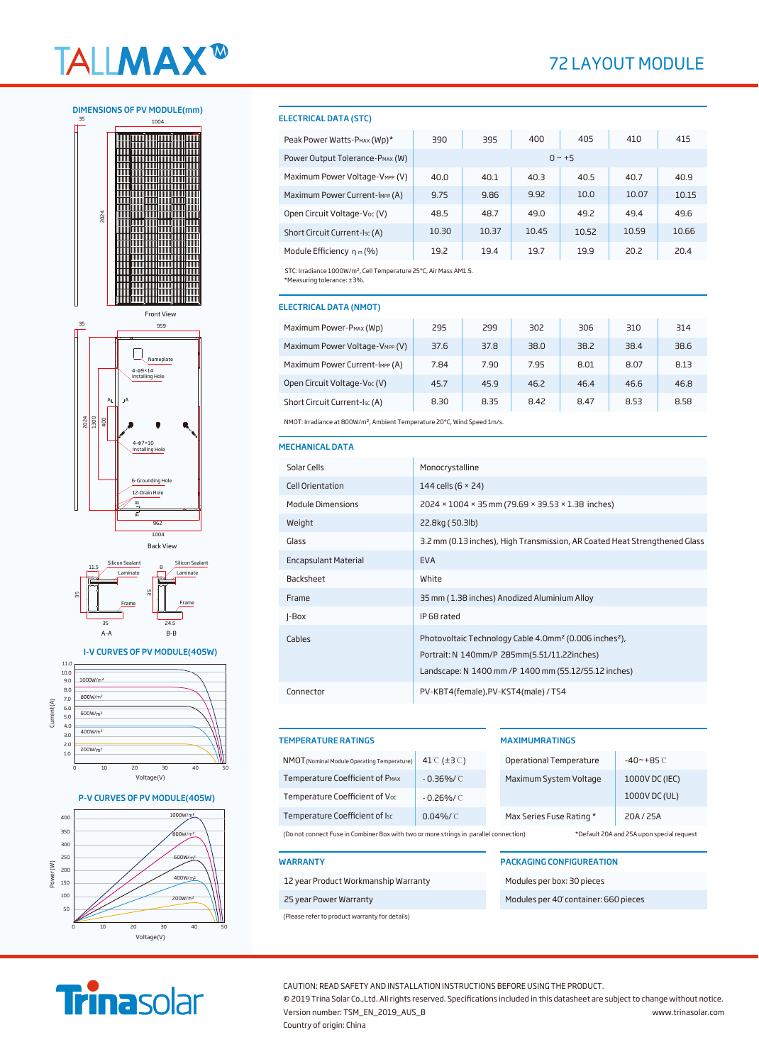# TALLMAX

## 72 LAYOUT MODULE

### DIMENSIONS OF PV MODULE(mm)

35
1004
2024
Front View

35
959
Nameplate
4-Φ9×14 Installing Hole
A A
2024
1300
400
4-Φ7×10 Installing Hole
6-Grounding Hole
12-Drain Hole
B B
962
1004
Back View

Silicon Sealant
Laminate
11.5
35
Frame
35
A-A

Silicon Sealant
Laminate
8
35
Frame
24.5
B-B

### I-V CURVES OF PV MODULE(405W)

Current(A)
11.0
10.0
9.0
8.0
7.0
6.0
5.0
4.0
3.0
2.0
1.0
1000W/m²
800W/m²
600W/m²
400W/m²
200W/m²
0 10 20 30 40 50
Voltage(V)

### P-V CURVES OF PV MODULE(405W)

Power (W)
400
350
300
250
200
150
100
50
1000W/m²
800W/m²
600W/m²
400W/m²
200W/m²
0 10 20 30 40 50
Voltage(V)

### ELECTRICAL DATA (STC)

| | | | | | | |
|---|---|---|---|---|---|---|
| Peak Power Watts-$P_{MAX}$ (Wp)* | 390 | 395 | 400 | 405 | 410 | 415 |
| Power Output Tolerance-$P_{MAX}$ (W) | 0 ~ +5 | | | | | |
| Maximum Power Voltage-$V_{MPP}$ (V) | 40.0 | 40.1 | 40.3 | 40.5 | 40.7 | 40.9 |
| Maximum Power Current-$I_{MPP}$ (A) | 9.75 | 9.86 | 9.92 | 10.0 | 10.07 | 10.15 |
| Open Circuit Voltage-$V_{OC}$ (V) | 48.5 | 48.7 | 49.0 | 49.2 | 49.4 | 49.6 |
| Short Circuit Current-$I_{SC}$ (A) | 10.30 | 10.37 | 10.45 | 10.52 | 10.59 | 10.66 |
| Module Efficiency $\eta_m$ (%) | 19.2 | 19.4 | 19.7 | 19.9 | 20.2 | 20.4 |

STC: Irradiance 1000W/m², Cell Temperature 25°C, Air Mass AM1.5.
*Measuring tolerance: ±3%.

### ELECTRICAL DATA (NMOT)

| | | | | | | |
|---|---|---|---|---|---|---|
| Maximum Power-$P_{MAX}$ (Wp) | 295 | 299 | 302 | 306 | 310 | 314 |
| Maximum Power Voltage-$V_{MPP}$ (V) | 37.6 | 37.8 | 38.0 | 38.2 | 38.4 | 38.6 |
| Maximum Power Current-$I_{MPP}$ (A) | 7.84 | 7.90 | 7.95 | 8.01 | 8.07 | 8.13 |
| Open Circuit Voltage-$V_{OC}$ (V) | 45.7 | 45.9 | 46.2 | 46.4 | 46.6 | 46.8 |
| Short Circuit Current-$I_{SC}$ (A) | 8.30 | 8.35 | 8.42 | 8.47 | 8.53 | 8.58 |

NMOT: Irradiance at 800W/m², Ambient Temperature 20°C, Wind Speed 1m/s.

### MECHANICAL DATA

| | |
|---|---|
| Solar Cells | Monocrystalline |
| Cell Orientation | 144 cells (6 × 24) |
| Module Dimensions | 2024 × 1004 × 35 mm (79.69 × 39.53 × 1.38 inches) |
| Weight | 22.8kg (50.3lb) |
| Glass | 3.2 mm (0.13 inches), High Transmission, AR Coated Heat Strengthened Glass |
| Encapsulant Material | EVA |
| Backsheet | White |
| Frame | 35 mm (1.38 inches) Anodized Aluminium Alloy |
| J-Box | IP 68 rated |
| Cables | Photovoltaic Technology Cable 4.0mm² (0.006 inches²), Portrait: N 140mm/P 285mm(5.51/11.22inches) Landscape: N 1400 mm /P 1400 mm (55.12/55.12 inches) |
| Connector | PV-KBT4(female),PV-KST4(male) / TS4 |

### TEMPERATURE RATINGS

| | |
|---|---|
| NMOT (Nominal Module Operating Temperature) | 41°C (±3°C) |
| Temperature Coefficient of $P_{MAX}$ | - 0.36%/°C |
| Temperature Coefficient of $V_{OC}$ | - 0.26%/°C |
| Temperature Coefficient of $I_{SC}$ | 0.04%/°C |

### MAXIMUMRATINGS

| | |
|---|---|
| Operational Temperature | -40~+85°C |
| Maximum System Voltage | 1000V DC (IEC) 1000V DC (UL) |
| Max Series Fuse Rating * | 20A / 25A |

(Do not connect Fuse in Combiner Box with two or more strings in parallel connection)

*Default 20A and 25A upon special request

### WARRANTY

12 year Product Workmanship Warranty

25 year Power Warranty

(Please refer to product warranty for details)

### PACKAGING CONFIGUREATION

Modules per box: 30 pieces

Modules per 40' container: 660 pieces

Trinasolar

CAUTION: READ SAFETY AND INSTALLATION INSTRUCTIONS BEFORE USING THE PRODUCT.
© 2019 Trina Solar Co.,Ltd. All rights reserved. Specifications included in this datasheet are subject to change without notice.
Version number: TSM_EN_2019_AUS_B
Country of origin: China

www.trinasolar.com